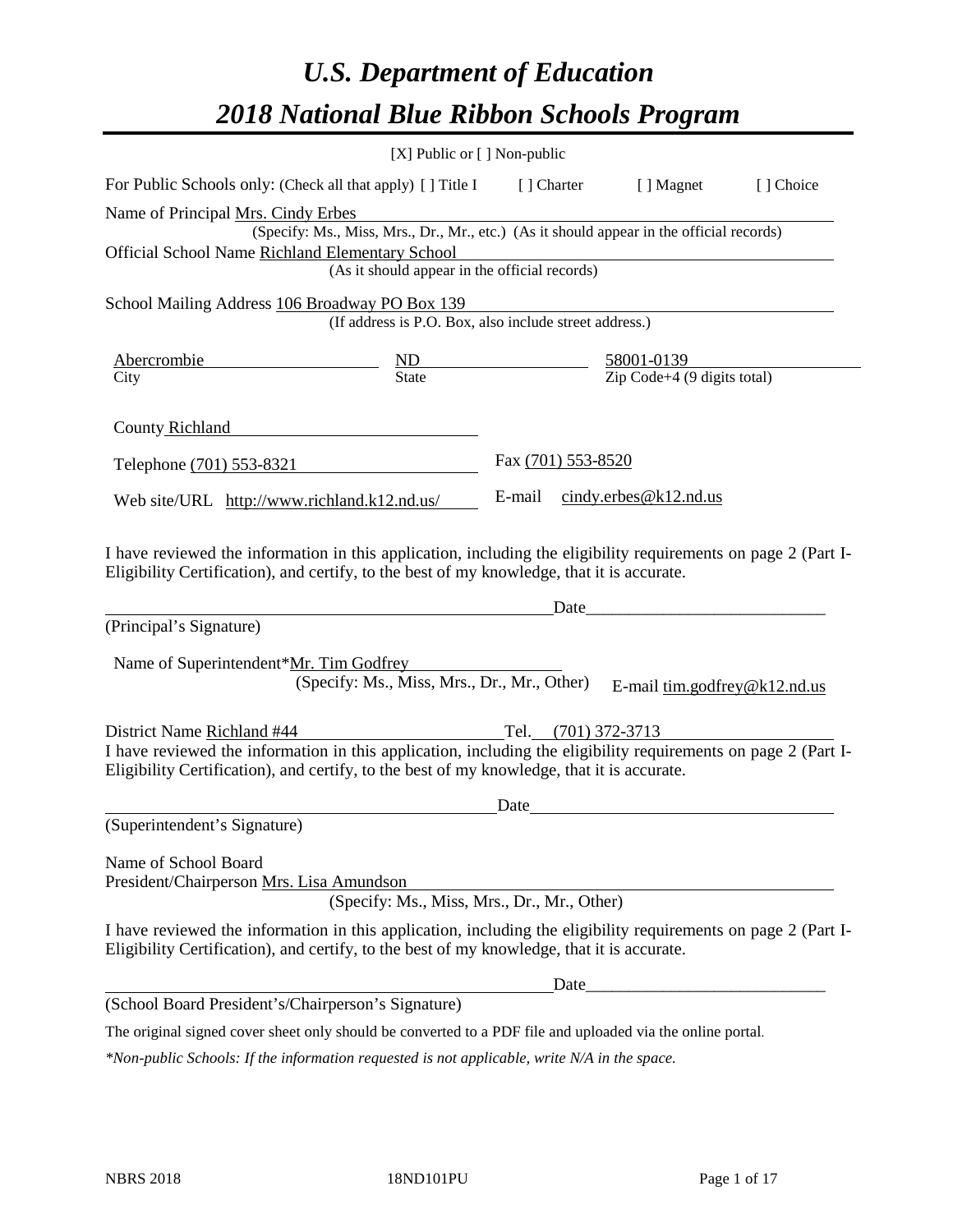# *U.S. Department of Education*

# *2018 National Blue Ribbon Schools Program*

[X] Public or [ ] Non-public

For Public Schools only: (Check all that apply) [ ] Title I [ ] Charter [ ] Magnet [ ] Choice

Name of Principal Mrs. Cindy Erbes
(Specify: Ms., Miss, Mrs., Dr., Mr., etc.) (As it should appear in the official records)

Official School Name Richland Elementary School
(As it should appear in the official records)

School Mailing Address 106 Broadway PO Box 139
(If address is P.O. Box, also include street address.)

| Abercrombie | ND | 58001-0139 |
|---|---|---|
| City | State | Zip Code+4 (9 digits total) |

County Richland

Telephone (701) 553-8321 Fax (701) 553-8520

Web site/URL http://www.richland.k12.nd.us/ E-mail cindy.erbes@k12.nd.us

I have reviewed the information in this application, including the eligibility requirements on page 2 (Part I-Eligibility Certification), and certify, to the best of my knowledge, that it is accurate.

_______________________________________ Date_______________________

(Principal's Signature)

Name of Superintendent*Mr. Tim Godfrey
(Specify: Ms., Miss, Mrs., Dr., Mr., Other) E-mail tim.godfrey@k12.nd.us

District Name Richland #44 Tel. (701) 372-3713

I have reviewed the information in this application, including the eligibility requirements on page 2 (Part I-Eligibility Certification), and certify, to the best of my knowledge, that it is accurate.

_______________________________________ Date_______________________

(Superintendent's Signature)

Name of School Board
President/Chairperson Mrs. Lisa Amundson
(Specify: Ms., Miss, Mrs., Dr., Mr., Other)

I have reviewed the information in this application, including the eligibility requirements on page 2 (Part I-Eligibility Certification), and certify, to the best of my knowledge, that it is accurate.

_______________________________________ Date_______________________

(School Board President's/Chairperson's Signature)

The original signed cover sheet only should be converted to a PDF file and uploaded via the online portal.

*\*Non-public Schools: If the information requested is not applicable, write N/A in the space.*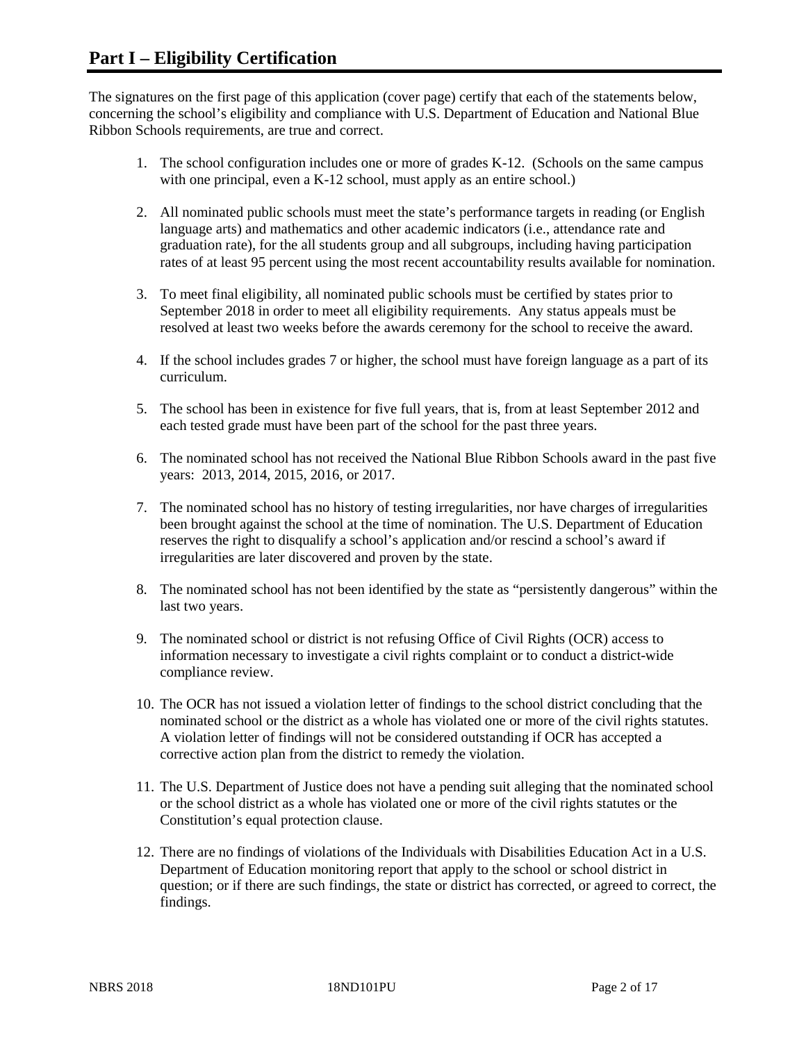# Part I – Eligibility Certification

The signatures on the first page of this application (cover page) certify that each of the statements below, concerning the school's eligibility and compliance with U.S. Department of Education and National Blue Ribbon Schools requirements, are true and correct.

1. The school configuration includes one or more of grades K-12. (Schools on the same campus with one principal, even a K-12 school, must apply as an entire school.)
2. All nominated public schools must meet the state's performance targets in reading (or English language arts) and mathematics and other academic indicators (i.e., attendance rate and graduation rate), for the all students group and all subgroups, including having participation rates of at least 95 percent using the most recent accountability results available for nomination.
3. To meet final eligibility, all nominated public schools must be certified by states prior to September 2018 in order to meet all eligibility requirements. Any status appeals must be resolved at least two weeks before the awards ceremony for the school to receive the award.
4. If the school includes grades 7 or higher, the school must have foreign language as a part of its curriculum.
5. The school has been in existence for five full years, that is, from at least September 2012 and each tested grade must have been part of the school for the past three years.
6. The nominated school has not received the National Blue Ribbon Schools award in the past five years: 2013, 2014, 2015, 2016, or 2017.
7. The nominated school has no history of testing irregularities, nor have charges of irregularities been brought against the school at the time of nomination. The U.S. Department of Education reserves the right to disqualify a school's application and/or rescind a school's award if irregularities are later discovered and proven by the state.
8. The nominated school has not been identified by the state as "persistently dangerous" within the last two years.
9. The nominated school or district is not refusing Office of Civil Rights (OCR) access to information necessary to investigate a civil rights complaint or to conduct a district-wide compliance review.
10. The OCR has not issued a violation letter of findings to the school district concluding that the nominated school or the district as a whole has violated one or more of the civil rights statutes. A violation letter of findings will not be considered outstanding if OCR has accepted a corrective action plan from the district to remedy the violation.
11. The U.S. Department of Justice does not have a pending suit alleging that the nominated school or the school district as a whole has violated one or more of the civil rights statutes or the Constitution's equal protection clause.
12. There are no findings of violations of the Individuals with Disabilities Education Act in a U.S. Department of Education monitoring report that apply to the school or school district in question; or if there are such findings, the state or district has corrected, or agreed to correct, the findings.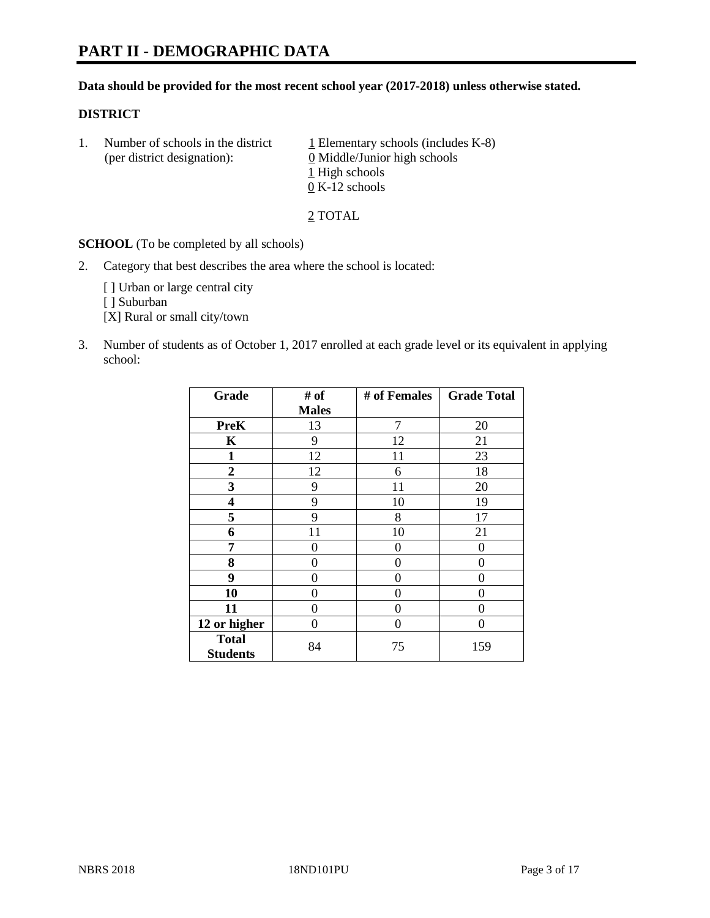# PART II - DEMOGRAPHIC DATA

**Data should be provided for the most recent school year (2017-2018) unless otherwise stated.**

## DISTRICT

1. Number of schools in the district (per district designation):
   - 1 Elementary schools (includes K-8)
   - 0 Middle/Junior high schools
   - 1 High schools
   - 0 K-12 schools

   2 TOTAL

**SCHOOL** (To be completed by all schools)

2. Category that best describes the area where the school is located:

   [ ] Urban or large central city
   [ ] Suburban
   [X] Rural or small city/town

3. Number of students as of October 1, 2017 enrolled at each grade level or its equivalent in applying school:

| Grade | # of Males | # of Females | Grade Total |
|---|---|---|---|
| **PreK** | 13 | 7 | 20 |
| **K** | 9 | 12 | 21 |
| **1** | 12 | 11 | 23 |
| **2** | 12 | 6 | 18 |
| **3** | 9 | 11 | 20 |
| **4** | 9 | 10 | 19 |
| **5** | 9 | 8 | 17 |
| **6** | 11 | 10 | 21 |
| **7** | 0 | 0 | 0 |
| **8** | 0 | 0 | 0 |
| **9** | 0 | 0 | 0 |
| **10** | 0 | 0 | 0 |
| **11** | 0 | 0 | 0 |
| **12 or higher** | 0 | 0 | 0 |
| **Total Students** | 84 | 75 | 159 |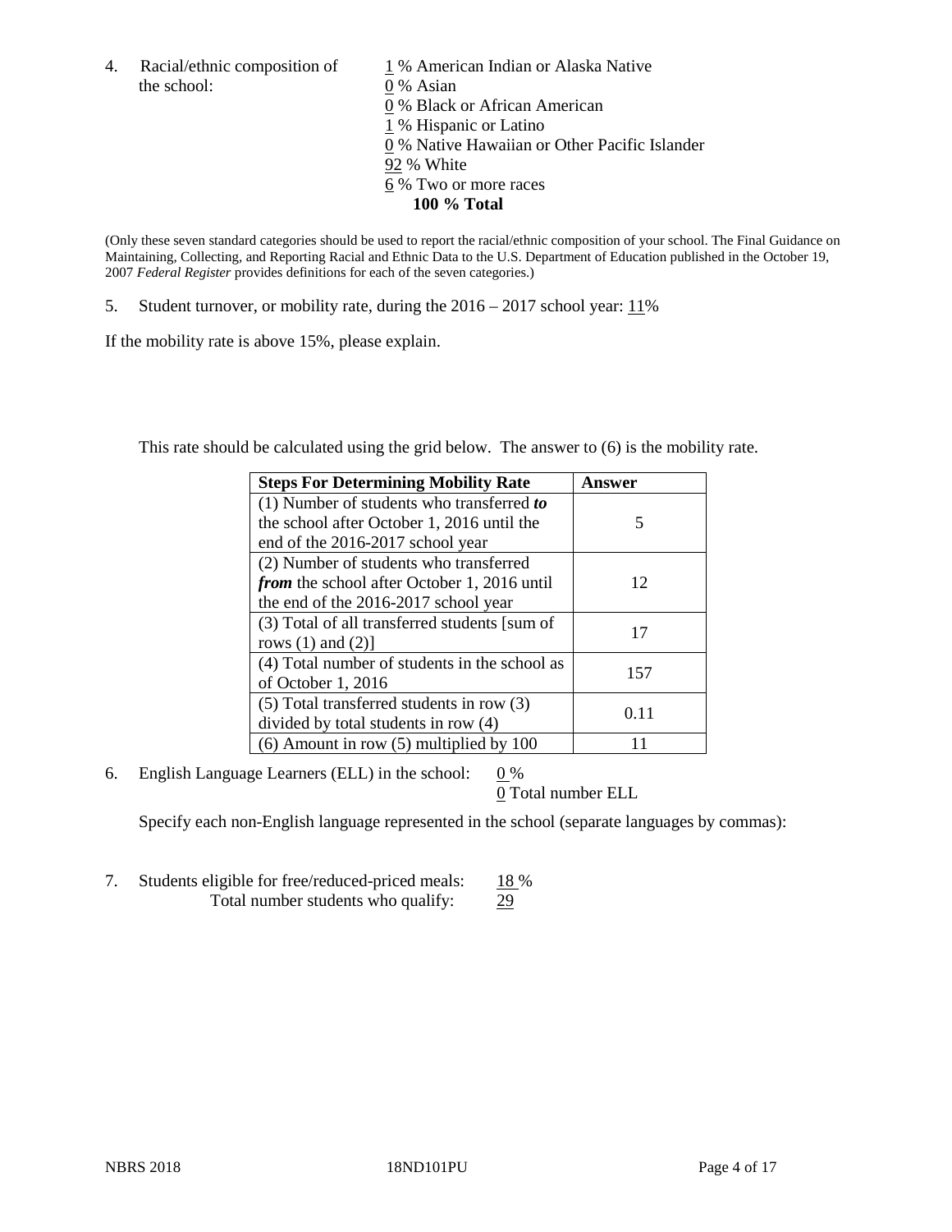4. Racial/ethnic composition of the school:

1 % American Indian or Alaska Native
0 % Asian
0 % Black or African American
1 % Hispanic or Latino
0 % Native Hawaiian or Other Pacific Islander
92 % White
6 % Two or more races
**100 % Total**

(Only these seven standard categories should be used to report the racial/ethnic composition of your school. The Final Guidance on Maintaining, Collecting, and Reporting Racial and Ethnic Data to the U.S. Department of Education published in the October 19, 2007 *Federal Register* provides definitions for each of the seven categories.)

5. Student turnover, or mobility rate, during the 2016 – 2017 school year: 11%

If the mobility rate is above 15%, please explain.

This rate should be calculated using the grid below. The answer to (6) is the mobility rate.

| **Steps For Determining Mobility Rate** | **Answer** |
| --- | --- |
| (1) Number of students who transferred ***to*** the school after October 1, 2016 until the end of the 2016-2017 school year | 5 |
| (2) Number of students who transferred ***from*** the school after October 1, 2016 until the end of the 2016-2017 school year | 12 |
| (3) Total of all transferred students [sum of rows (1) and (2)] | 17 |
| (4) Total number of students in the school as of October 1, 2016 | 157 |
| (5) Total transferred students in row (3) divided by total students in row (4) | 0.11 |
| (6) Amount in row (5) multiplied by 100 | 11 |

6. English Language Learners (ELL) in the school: 0 %
0 Total number ELL

Specify each non-English language represented in the school (separate languages by commas):

7. Students eligible for free/reduced-priced meals: 18 %
Total number students who qualify: 29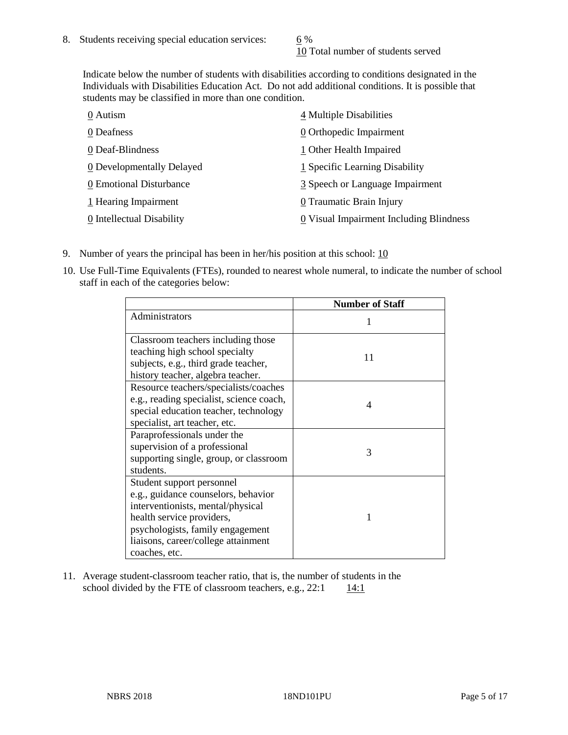8. Students receiving special education services: 6 %
   10 Total number of students served

   Indicate below the number of students with disabilities according to conditions designated in the Individuals with Disabilities Education Act. Do not add additional conditions. It is possible that students may be classified in more than one condition.

   0 Autism
   0 Deafness
   0 Deaf-Blindness
   0 Developmentally Delayed
   0 Emotional Disturbance
   1 Hearing Impairment
   0 Intellectual Disability
   4 Multiple Disabilities
   0 Orthopedic Impairment
   1 Other Health Impaired
   1 Specific Learning Disability
   3 Speech or Language Impairment
   0 Traumatic Brain Injury
   0 Visual Impairment Including Blindness

9. Number of years the principal has been in her/his position at this school: 10

10. Use Full-Time Equivalents (FTEs), rounded to nearest whole numeral, to indicate the number of school staff in each of the categories below:

| | Number of Staff |
|---|---|
| Administrators | 1 |
| Classroom teachers including those teaching high school specialty subjects, e.g., third grade teacher, history teacher, algebra teacher. | 11 |
| Resource teachers/specialists/coaches e.g., reading specialist, science coach, special education teacher, technology specialist, art teacher, etc. | 4 |
| Paraprofessionals under the supervision of a professional supporting single, group, or classroom students. | 3 |
| Student support personnel e.g., guidance counselors, behavior interventionists, mental/physical health service providers, psychologists, family engagement liaisons, career/college attainment coaches, etc. | 1 |

11. Average student-classroom teacher ratio, that is, the number of students in the school divided by the FTE of classroom teachers, e.g., 22:1 14:1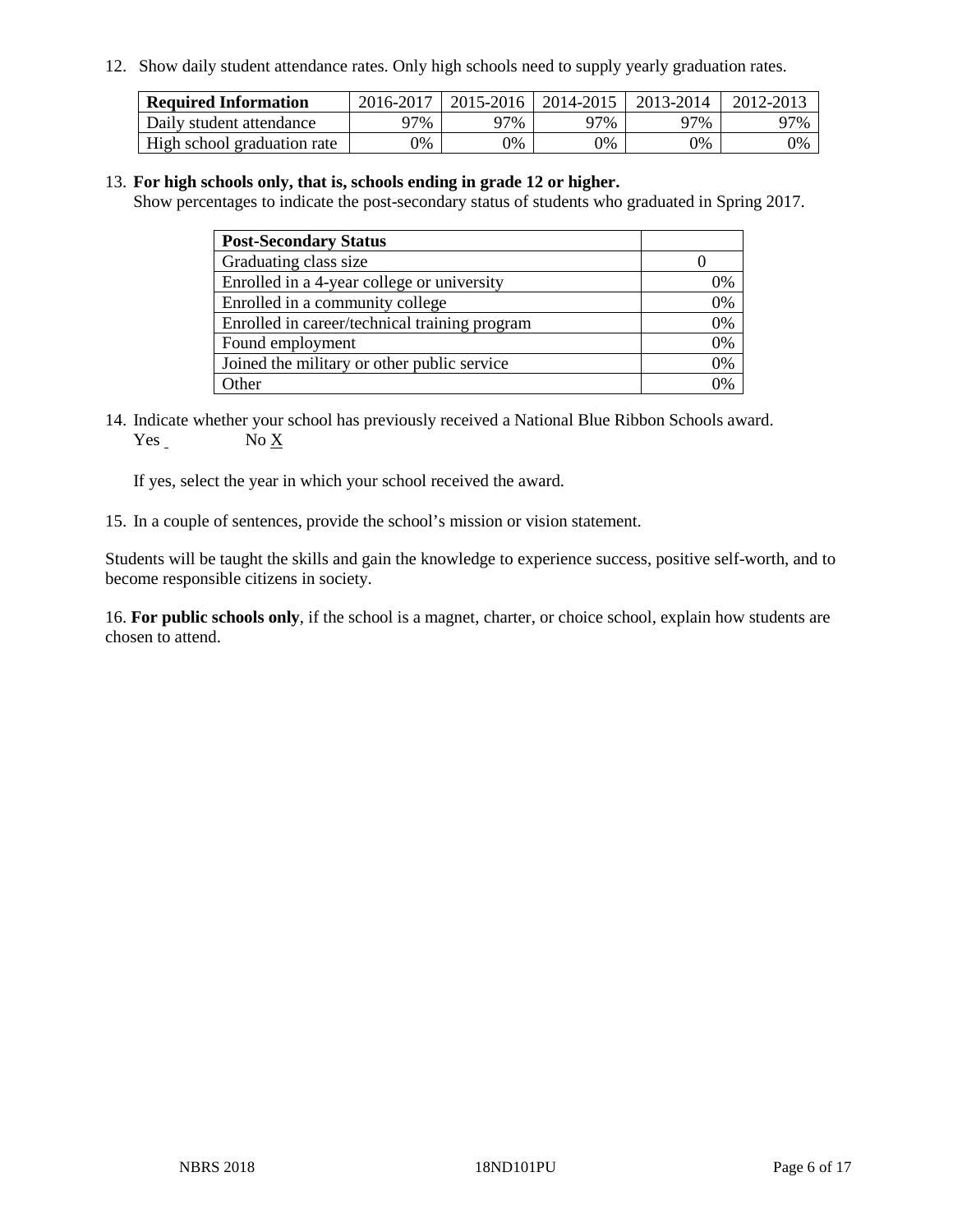12. Show daily student attendance rates. Only high schools need to supply yearly graduation rates.

| **Required Information** | 2016-2017 | 2015-2016 | 2014-2015 | 2013-2014 | 2012-2013 |
|---|---|---|---|---|---|
| Daily student attendance | 97% | 97% | 97% | 97% | 97% |
| High school graduation rate | 0% | 0% | 0% | 0% | 0% |

13. **For high schools only, that is, schools ending in grade 12 or higher.**
Show percentages to indicate the post-secondary status of students who graduated in Spring 2017.

| **Post-Secondary Status** | |
|---|---|
| Graduating class size | 0 |
| Enrolled in a 4-year college or university | 0% |
| Enrolled in a community college | 0% |
| Enrolled in career/technical training program | 0% |
| Found employment | 0% |
| Joined the military or other public service | 0% |
| Other | 0% |

14. Indicate whether your school has previously received a National Blue Ribbon Schools award.
Yes _ No X

If yes, select the year in which your school received the award.

15. In a couple of sentences, provide the school's mission or vision statement.

Students will be taught the skills and gain the knowledge to experience success, positive self-worth, and to become responsible citizens in society.

16. **For public schools only**, if the school is a magnet, charter, or choice school, explain how students are chosen to attend.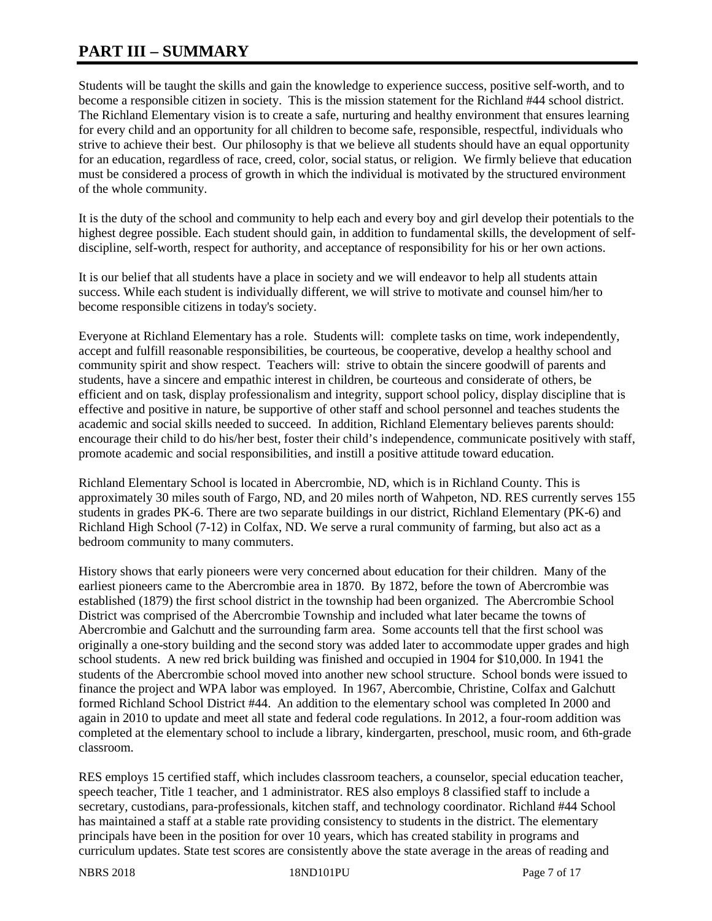# PART III – SUMMARY

Students will be taught the skills and gain the knowledge to experience success, positive self-worth, and to become a responsible citizen in society. This is the mission statement for the Richland #44 school district. The Richland Elementary vision is to create a safe, nurturing and healthy environment that ensures learning for every child and an opportunity for all children to become safe, responsible, respectful, individuals who strive to achieve their best. Our philosophy is that we believe all students should have an equal opportunity for an education, regardless of race, creed, color, social status, or religion. We firmly believe that education must be considered a process of growth in which the individual is motivated by the structured environment of the whole community.

It is the duty of the school and community to help each and every boy and girl develop their potentials to the highest degree possible. Each student should gain, in addition to fundamental skills, the development of self-discipline, self-worth, respect for authority, and acceptance of responsibility for his or her own actions.

It is our belief that all students have a place in society and we will endeavor to help all students attain success. While each student is individually different, we will strive to motivate and counsel him/her to become responsible citizens in today's society.

Everyone at Richland Elementary has a role. Students will: complete tasks on time, work independently, accept and fulfill reasonable responsibilities, be courteous, be cooperative, develop a healthy school and community spirit and show respect. Teachers will: strive to obtain the sincere goodwill of parents and students, have a sincere and empathic interest in children, be courteous and considerate of others, be efficient and on task, display professionalism and integrity, support school policy, display discipline that is effective and positive in nature, be supportive of other staff and school personnel and teaches students the academic and social skills needed to succeed. In addition, Richland Elementary believes parents should: encourage their child to do his/her best, foster their child's independence, communicate positively with staff, promote academic and social responsibilities, and instill a positive attitude toward education.

Richland Elementary School is located in Abercrombie, ND, which is in Richland County. This is approximately 30 miles south of Fargo, ND, and 20 miles north of Wahpeton, ND. RES currently serves 155 students in grades PK-6. There are two separate buildings in our district, Richland Elementary (PK-6) and Richland High School (7-12) in Colfax, ND. We serve a rural community of farming, but also act as a bedroom community to many commuters.

History shows that early pioneers were very concerned about education for their children. Many of the earliest pioneers came to the Abercrombie area in 1870. By 1872, before the town of Abercrombie was established (1879) the first school district in the township had been organized. The Abercrombie School District was comprised of the Abercrombie Township and included what later became the towns of Abercrombie and Galchutt and the surrounding farm area. Some accounts tell that the first school was originally a one-story building and the second story was added later to accommodate upper grades and high school students. A new red brick building was finished and occupied in 1904 for $10,000. In 1941 the students of the Abercrombie school moved into another new school structure. School bonds were issued to finance the project and WPA labor was employed. In 1967, Abercombie, Christine, Colfax and Galchutt formed Richland School District #44. An addition to the elementary school was completed In 2000 and again in 2010 to update and meet all state and federal code regulations. In 2012, a four-room addition was completed at the elementary school to include a library, kindergarten, preschool, music room, and 6th-grade classroom.

RES employs 15 certified staff, which includes classroom teachers, a counselor, special education teacher, speech teacher, Title 1 teacher, and 1 administrator. RES also employs 8 classified staff to include a secretary, custodians, para-professionals, kitchen staff, and technology coordinator. Richland #44 School has maintained a staff at a stable rate providing consistency to students in the district. The elementary principals have been in the position for over 10 years, which has created stability in programs and curriculum updates. State test scores are consistently above the state average in the areas of reading and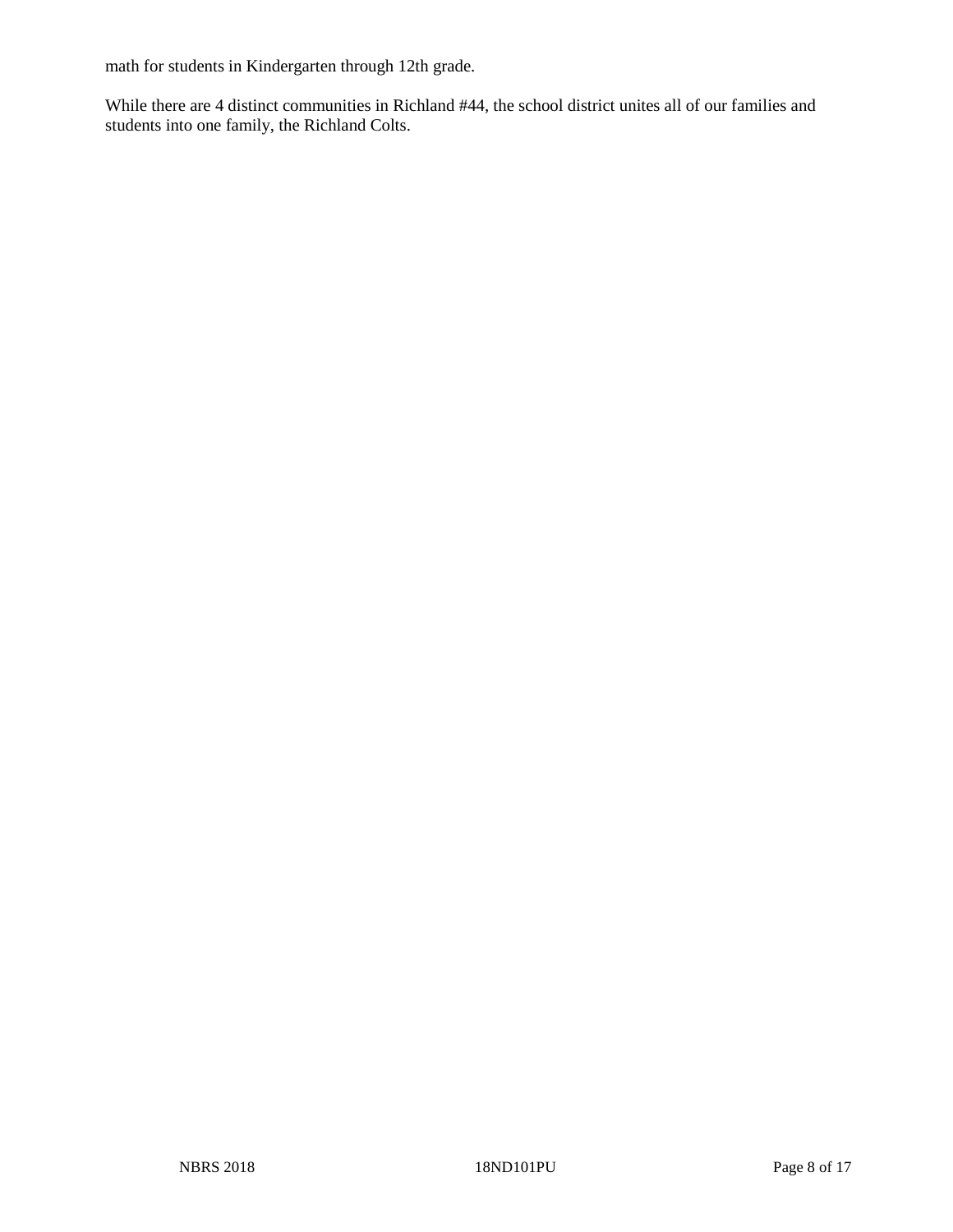math for students in Kindergarten through 12th grade.

While there are 4 distinct communities in Richland #44, the school district unites all of our families and students into one family, the Richland Colts.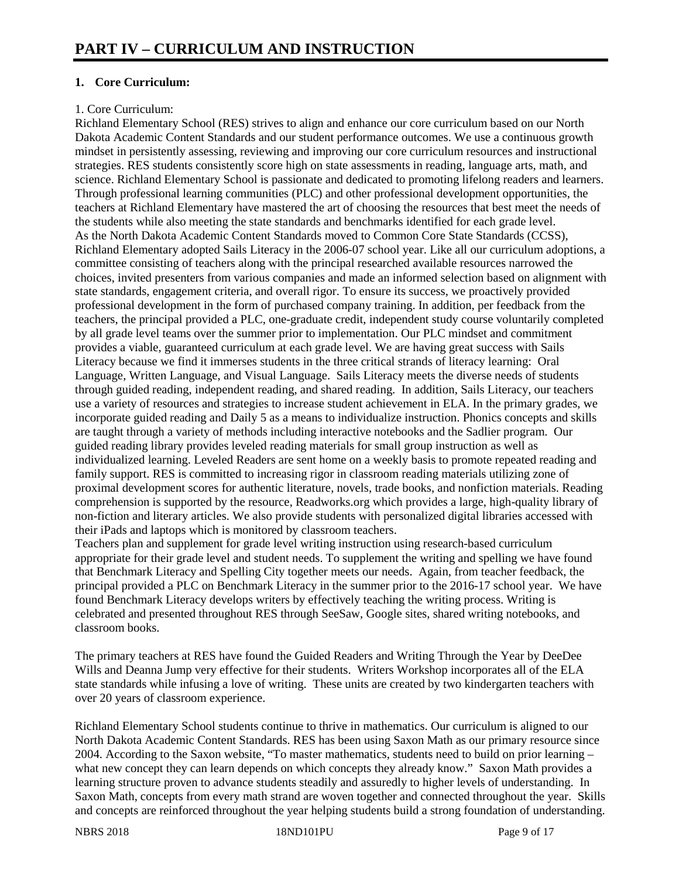# PART IV – CURRICULUM AND INSTRUCTION

**1. Core Curriculum:**

1. Core Curriculum:
Richland Elementary School (RES) strives to align and enhance our core curriculum based on our North Dakota Academic Content Standards and our student performance outcomes. We use a continuous growth mindset in persistently assessing, reviewing and improving our core curriculum resources and instructional strategies. RES students consistently score high on state assessments in reading, language arts, math, and science. Richland Elementary School is passionate and dedicated to promoting lifelong readers and learners. Through professional learning communities (PLC) and other professional development opportunities, the teachers at Richland Elementary have mastered the art of choosing the resources that best meet the needs of the students while also meeting the state standards and benchmarks identified for each grade level.
As the North Dakota Academic Content Standards moved to Common Core State Standards (CCSS), Richland Elementary adopted Sails Literacy in the 2006-07 school year. Like all our curriculum adoptions, a committee consisting of teachers along with the principal researched available resources narrowed the choices, invited presenters from various companies and made an informed selection based on alignment with state standards, engagement criteria, and overall rigor. To ensure its success, we proactively provided professional development in the form of purchased company training. In addition, per feedback from the teachers, the principal provided a PLC, one-graduate credit, independent study course voluntarily completed by all grade level teams over the summer prior to implementation. Our PLC mindset and commitment provides a viable, guaranteed curriculum at each grade level. We are having great success with Sails Literacy because we find it immerses students in the three critical strands of literacy learning: Oral Language, Written Language, and Visual Language. Sails Literacy meets the diverse needs of students through guided reading, independent reading, and shared reading. In addition, Sails Literacy, our teachers use a variety of resources and strategies to increase student achievement in ELA. In the primary grades, we incorporate guided reading and Daily 5 as a means to individualize instruction. Phonics concepts and skills are taught through a variety of methods including interactive notebooks and the Sadlier program. Our guided reading library provides leveled reading materials for small group instruction as well as individualized learning. Leveled Readers are sent home on a weekly basis to promote repeated reading and family support. RES is committed to increasing rigor in classroom reading materials utilizing zone of proximal development scores for authentic literature, novels, trade books, and nonfiction materials. Reading comprehension is supported by the resource, Readworks.org which provides a large, high-quality library of non-fiction and literary articles. We also provide students with personalized digital libraries accessed with their iPads and laptops which is monitored by classroom teachers.
Teachers plan and supplement for grade level writing instruction using research-based curriculum appropriate for their grade level and student needs. To supplement the writing and spelling we have found that Benchmark Literacy and Spelling City together meets our needs. Again, from teacher feedback, the principal provided a PLC on Benchmark Literacy in the summer prior to the 2016-17 school year. We have found Benchmark Literacy develops writers by effectively teaching the writing process. Writing is celebrated and presented throughout RES through SeeSaw, Google sites, shared writing notebooks, and classroom books.

The primary teachers at RES have found the Guided Readers and Writing Through the Year by DeeDee Wills and Deanna Jump very effective for their students. Writers Workshop incorporates all of the ELA state standards while infusing a love of writing. These units are created by two kindergarten teachers with over 20 years of classroom experience.

Richland Elementary School students continue to thrive in mathematics. Our curriculum is aligned to our North Dakota Academic Content Standards. RES has been using Saxon Math as our primary resource since 2004. According to the Saxon website, "To master mathematics, students need to build on prior learning – what new concept they can learn depends on which concepts they already know." Saxon Math provides a learning structure proven to advance students steadily and assuredly to higher levels of understanding. In Saxon Math, concepts from every math strand are woven together and connected throughout the year. Skills and concepts are reinforced throughout the year helping students build a strong foundation of understanding.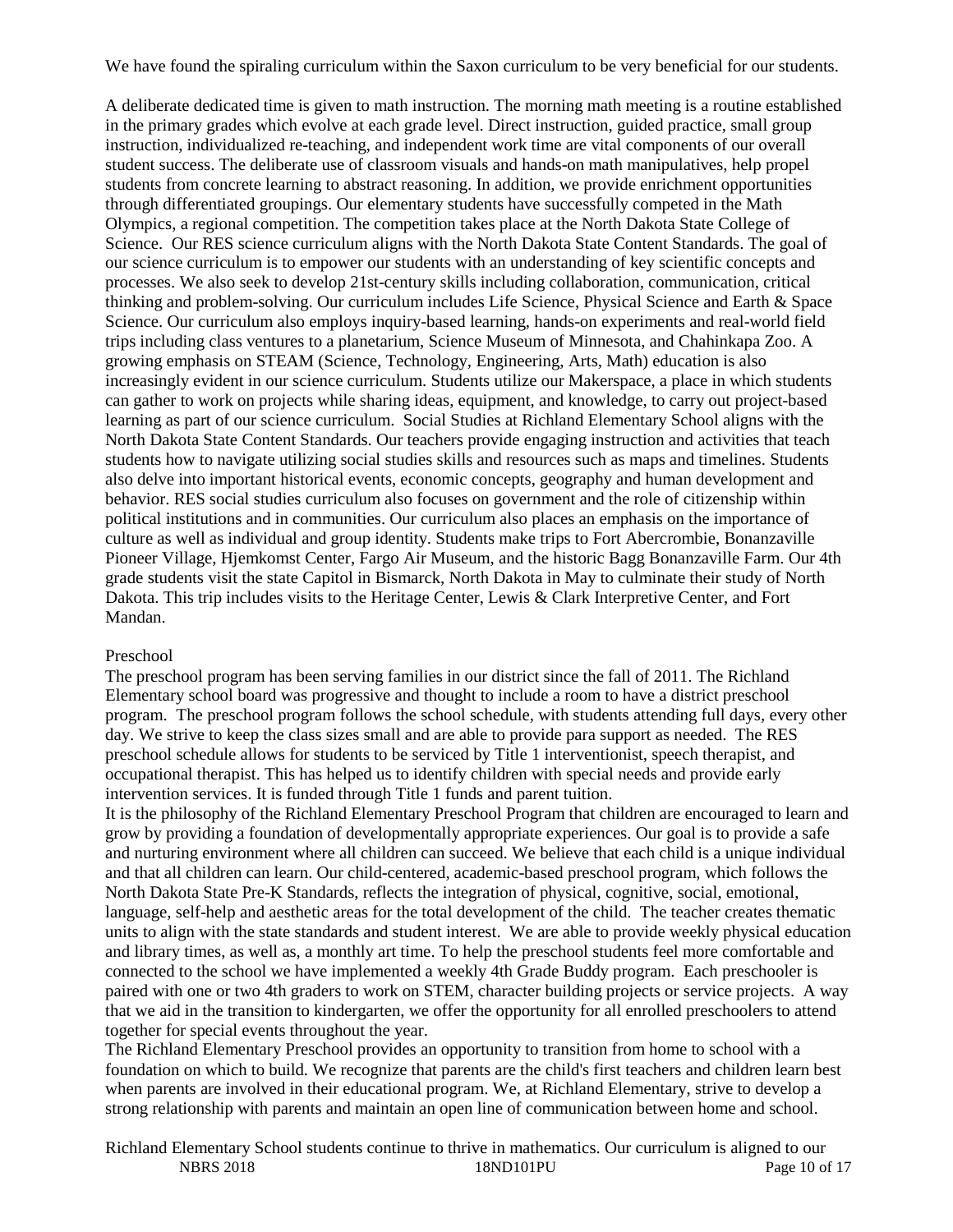We have found the spiraling curriculum within the Saxon curriculum to be very beneficial for our students.

A deliberate dedicated time is given to math instruction. The morning math meeting is a routine established in the primary grades which evolve at each grade level. Direct instruction, guided practice, small group instruction, individualized re-teaching, and independent work time are vital components of our overall student success. The deliberate use of classroom visuals and hands-on math manipulatives, help propel students from concrete learning to abstract reasoning. In addition, we provide enrichment opportunities through differentiated groupings. Our elementary students have successfully competed in the Math Olympics, a regional competition. The competition takes place at the North Dakota State College of Science. Our RES science curriculum aligns with the North Dakota State Content Standards. The goal of our science curriculum is to empower our students with an understanding of key scientific concepts and processes. We also seek to develop 21st-century skills including collaboration, communication, critical thinking and problem-solving. Our curriculum includes Life Science, Physical Science and Earth & Space Science. Our curriculum also employs inquiry-based learning, hands-on experiments and real-world field trips including class ventures to a planetarium, Science Museum of Minnesota, and Chahinkapa Zoo. A growing emphasis on STEAM (Science, Technology, Engineering, Arts, Math) education is also increasingly evident in our science curriculum. Students utilize our Makerspace, a place in which students can gather to work on projects while sharing ideas, equipment, and knowledge, to carry out project-based learning as part of our science curriculum. Social Studies at Richland Elementary School aligns with the North Dakota State Content Standards. Our teachers provide engaging instruction and activities that teach students how to navigate utilizing social studies skills and resources such as maps and timelines. Students also delve into important historical events, economic concepts, geography and human development and behavior. RES social studies curriculum also focuses on government and the role of citizenship within political institutions and in communities. Our curriculum also places an emphasis on the importance of culture as well as individual and group identity. Students make trips to Fort Abercrombie, Bonanzaville Pioneer Village, Hjemkomst Center, Fargo Air Museum, and the historic Bagg Bonanzaville Farm. Our 4th grade students visit the state Capitol in Bismarck, North Dakota in May to culminate their study of North Dakota. This trip includes visits to the Heritage Center, Lewis & Clark Interpretive Center, and Fort Mandan.

Preschool

The preschool program has been serving families in our district since the fall of 2011. The Richland Elementary school board was progressive and thought to include a room to have a district preschool program. The preschool program follows the school schedule, with students attending full days, every other day. We strive to keep the class sizes small and are able to provide para support as needed. The RES preschool schedule allows for students to be serviced by Title 1 interventionist, speech therapist, and occupational therapist. This has helped us to identify children with special needs and provide early intervention services. It is funded through Title 1 funds and parent tuition.

It is the philosophy of the Richland Elementary Preschool Program that children are encouraged to learn and grow by providing a foundation of developmentally appropriate experiences. Our goal is to provide a safe and nurturing environment where all children can succeed. We believe that each child is a unique individual and that all children can learn. Our child-centered, academic-based preschool program, which follows the North Dakota State Pre-K Standards, reflects the integration of physical, cognitive, social, emotional, language, self-help and aesthetic areas for the total development of the child. The teacher creates thematic units to align with the state standards and student interest. We are able to provide weekly physical education and library times, as well as, a monthly art time. To help the preschool students feel more comfortable and connected to the school we have implemented a weekly 4th Grade Buddy program. Each preschooler is paired with one or two 4th graders to work on STEM, character building projects or service projects. A way that we aid in the transition to kindergarten, we offer the opportunity for all enrolled preschoolers to attend together for special events throughout the year.

The Richland Elementary Preschool provides an opportunity to transition from home to school with a foundation on which to build. We recognize that parents are the child's first teachers and children learn best when parents are involved in their educational program. We, at Richland Elementary, strive to develop a strong relationship with parents and maintain an open line of communication between home and school.

Richland Elementary School students continue to thrive in mathematics. Our curriculum is aligned to our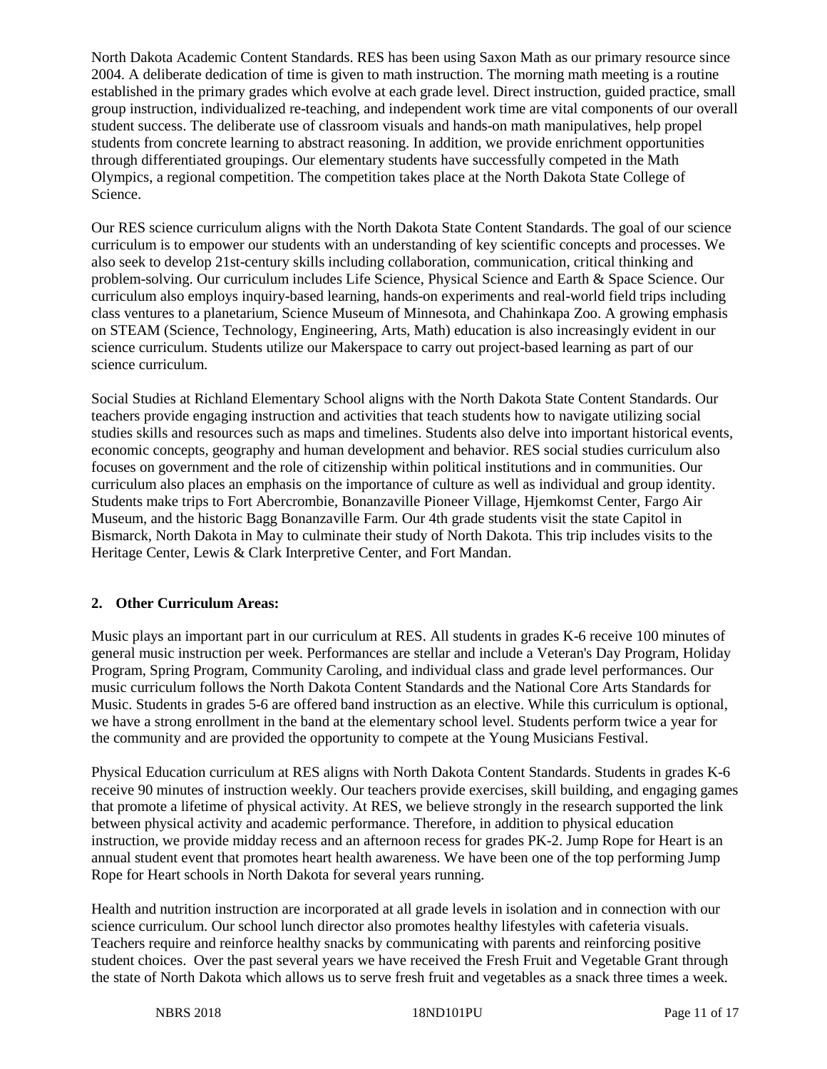North Dakota Academic Content Standards. RES has been using Saxon Math as our primary resource since 2004. A deliberate dedication of time is given to math instruction. The morning math meeting is a routine established in the primary grades which evolve at each grade level. Direct instruction, guided practice, small group instruction, individualized re-teaching, and independent work time are vital components of our overall student success. The deliberate use of classroom visuals and hands-on math manipulatives, help propel students from concrete learning to abstract reasoning. In addition, we provide enrichment opportunities through differentiated groupings. Our elementary students have successfully competed in the Math Olympics, a regional competition. The competition takes place at the North Dakota State College of Science.

Our RES science curriculum aligns with the North Dakota State Content Standards. The goal of our science curriculum is to empower our students with an understanding of key scientific concepts and processes. We also seek to develop 21st-century skills including collaboration, communication, critical thinking and problem-solving. Our curriculum includes Life Science, Physical Science and Earth & Space Science. Our curriculum also employs inquiry-based learning, hands-on experiments and real-world field trips including class ventures to a planetarium, Science Museum of Minnesota, and Chahinkapa Zoo. A growing emphasis on STEAM (Science, Technology, Engineering, Arts, Math) education is also increasingly evident in our science curriculum. Students utilize our Makerspace to carry out project-based learning as part of our science curriculum.

Social Studies at Richland Elementary School aligns with the North Dakota State Content Standards. Our teachers provide engaging instruction and activities that teach students how to navigate utilizing social studies skills and resources such as maps and timelines. Students also delve into important historical events, economic concepts, geography and human development and behavior. RES social studies curriculum also focuses on government and the role of citizenship within political institutions and in communities. Our curriculum also places an emphasis on the importance of culture as well as individual and group identity. Students make trips to Fort Abercrombie, Bonanzaville Pioneer Village, Hjemkomst Center, Fargo Air Museum, and the historic Bagg Bonanzaville Farm. Our 4th grade students visit the state Capitol in Bismarck, North Dakota in May to culminate their study of North Dakota. This trip includes visits to the Heritage Center, Lewis & Clark Interpretive Center, and Fort Mandan.

## 2. Other Curriculum Areas:

Music plays an important part in our curriculum at RES. All students in grades K-6 receive 100 minutes of general music instruction per week. Performances are stellar and include a Veteran's Day Program, Holiday Program, Spring Program, Community Caroling, and individual class and grade level performances. Our music curriculum follows the North Dakota Content Standards and the National Core Arts Standards for Music. Students in grades 5-6 are offered band instruction as an elective. While this curriculum is optional, we have a strong enrollment in the band at the elementary school level. Students perform twice a year for the community and are provided the opportunity to compete at the Young Musicians Festival.

Physical Education curriculum at RES aligns with North Dakota Content Standards. Students in grades K-6 receive 90 minutes of instruction weekly. Our teachers provide exercises, skill building, and engaging games that promote a lifetime of physical activity. At RES, we believe strongly in the research supported the link between physical activity and academic performance. Therefore, in addition to physical education instruction, we provide midday recess and an afternoon recess for grades PK-2. Jump Rope for Heart is an annual student event that promotes heart health awareness. We have been one of the top performing Jump Rope for Heart schools in North Dakota for several years running.

Health and nutrition instruction are incorporated at all grade levels in isolation and in connection with our science curriculum. Our school lunch director also promotes healthy lifestyles with cafeteria visuals. Teachers require and reinforce healthy snacks by communicating with parents and reinforcing positive student choices. Over the past several years we have received the Fresh Fruit and Vegetable Grant through the state of North Dakota which allows us to serve fresh fruit and vegetables as a snack three times a week.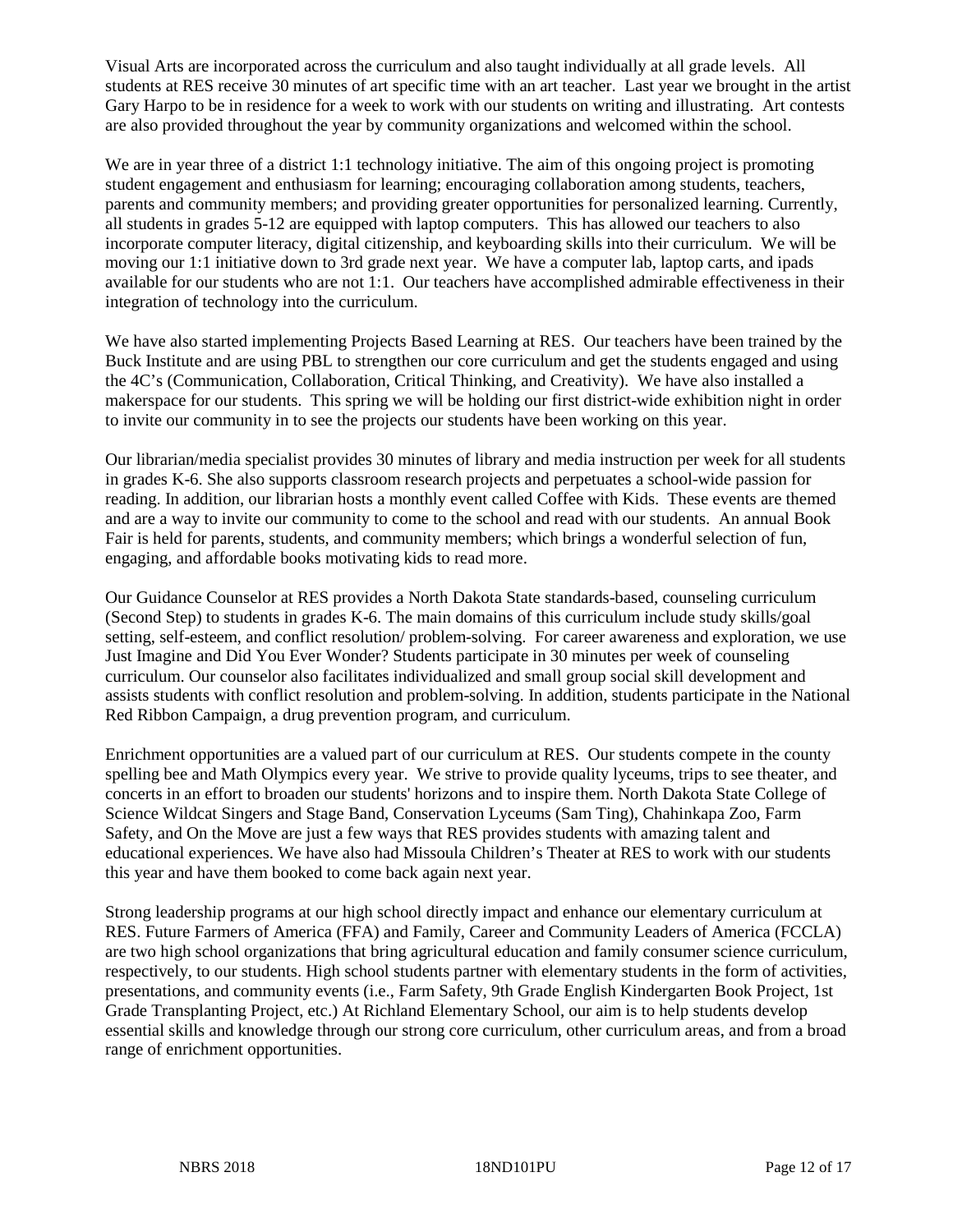Visual Arts are incorporated across the curriculum and also taught individually at all grade levels. All students at RES receive 30 minutes of art specific time with an art teacher. Last year we brought in the artist Gary Harpo to be in residence for a week to work with our students on writing and illustrating. Art contests are also provided throughout the year by community organizations and welcomed within the school.

We are in year three of a district 1:1 technology initiative. The aim of this ongoing project is promoting student engagement and enthusiasm for learning; encouraging collaboration among students, teachers, parents and community members; and providing greater opportunities for personalized learning. Currently, all students in grades 5-12 are equipped with laptop computers. This has allowed our teachers to also incorporate computer literacy, digital citizenship, and keyboarding skills into their curriculum. We will be moving our 1:1 initiative down to 3rd grade next year. We have a computer lab, laptop carts, and ipads available for our students who are not 1:1. Our teachers have accomplished admirable effectiveness in their integration of technology into the curriculum.

We have also started implementing Projects Based Learning at RES. Our teachers have been trained by the Buck Institute and are using PBL to strengthen our core curriculum and get the students engaged and using the 4C's (Communication, Collaboration, Critical Thinking, and Creativity). We have also installed a makerspace for our students. This spring we will be holding our first district-wide exhibition night in order to invite our community in to see the projects our students have been working on this year.

Our librarian/media specialist provides 30 minutes of library and media instruction per week for all students in grades K-6. She also supports classroom research projects and perpetuates a school-wide passion for reading. In addition, our librarian hosts a monthly event called Coffee with Kids. These events are themed and are a way to invite our community to come to the school and read with our students. An annual Book Fair is held for parents, students, and community members; which brings a wonderful selection of fun, engaging, and affordable books motivating kids to read more.

Our Guidance Counselor at RES provides a North Dakota State standards-based, counseling curriculum (Second Step) to students in grades K-6. The main domains of this curriculum include study skills/goal setting, self-esteem, and conflict resolution/ problem-solving. For career awareness and exploration, we use Just Imagine and Did You Ever Wonder? Students participate in 30 minutes per week of counseling curriculum. Our counselor also facilitates individualized and small group social skill development and assists students with conflict resolution and problem-solving. In addition, students participate in the National Red Ribbon Campaign, a drug prevention program, and curriculum.

Enrichment opportunities are a valued part of our curriculum at RES. Our students compete in the county spelling bee and Math Olympics every year. We strive to provide quality lyceums, trips to see theater, and concerts in an effort to broaden our students' horizons and to inspire them. North Dakota State College of Science Wildcat Singers and Stage Band, Conservation Lyceums (Sam Ting), Chahinkapa Zoo, Farm Safety, and On the Move are just a few ways that RES provides students with amazing talent and educational experiences. We have also had Missoula Children's Theater at RES to work with our students this year and have them booked to come back again next year.

Strong leadership programs at our high school directly impact and enhance our elementary curriculum at RES. Future Farmers of America (FFA) and Family, Career and Community Leaders of America (FCCLA) are two high school organizations that bring agricultural education and family consumer science curriculum, respectively, to our students. High school students partner with elementary students in the form of activities, presentations, and community events (i.e., Farm Safety, 9th Grade English Kindergarten Book Project, 1st Grade Transplanting Project, etc.) At Richland Elementary School, our aim is to help students develop essential skills and knowledge through our strong core curriculum, other curriculum areas, and from a broad range of enrichment opportunities.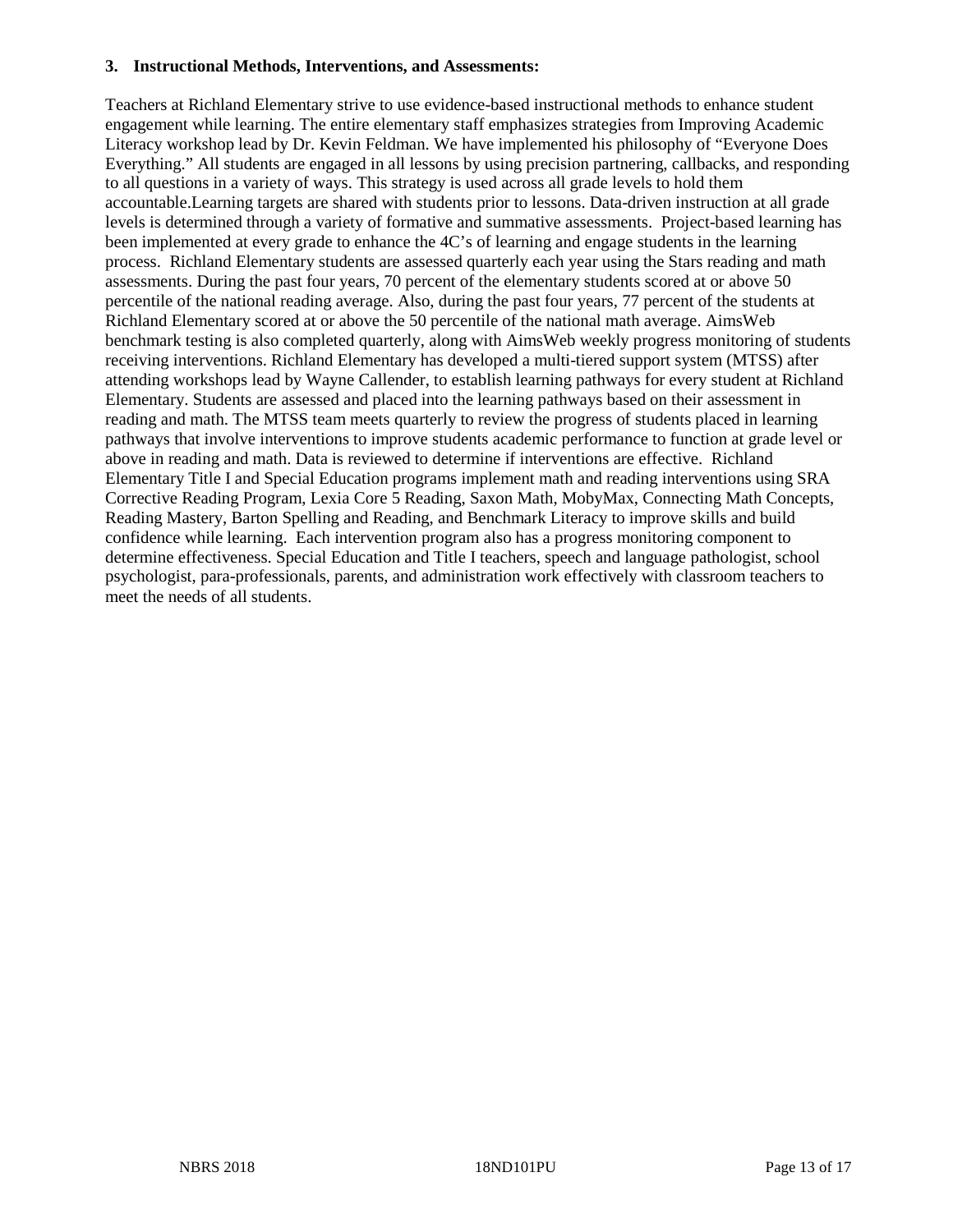**3. Instructional Methods, Interventions, and Assessments:**

Teachers at Richland Elementary strive to use evidence-based instructional methods to enhance student engagement while learning. The entire elementary staff emphasizes strategies from Improving Academic Literacy workshop lead by Dr. Kevin Feldman. We have implemented his philosophy of "Everyone Does Everything." All students are engaged in all lessons by using precision partnering, callbacks, and responding to all questions in a variety of ways. This strategy is used across all grade levels to hold them accountable.Learning targets are shared with students prior to lessons. Data-driven instruction at all grade levels is determined through a variety of formative and summative assessments. Project-based learning has been implemented at every grade to enhance the 4C's of learning and engage students in the learning process. Richland Elementary students are assessed quarterly each year using the Stars reading and math assessments. During the past four years, 70 percent of the elementary students scored at or above 50 percentile of the national reading average. Also, during the past four years, 77 percent of the students at Richland Elementary scored at or above the 50 percentile of the national math average. AimsWeb benchmark testing is also completed quarterly, along with AimsWeb weekly progress monitoring of students receiving interventions. Richland Elementary has developed a multi-tiered support system (MTSS) after attending workshops lead by Wayne Callender, to establish learning pathways for every student at Richland Elementary. Students are assessed and placed into the learning pathways based on their assessment in reading and math. The MTSS team meets quarterly to review the progress of students placed in learning pathways that involve interventions to improve students academic performance to function at grade level or above in reading and math. Data is reviewed to determine if interventions are effective. Richland Elementary Title I and Special Education programs implement math and reading interventions using SRA Corrective Reading Program, Lexia Core 5 Reading, Saxon Math, MobyMax, Connecting Math Concepts, Reading Mastery, Barton Spelling and Reading, and Benchmark Literacy to improve skills and build confidence while learning. Each intervention program also has a progress monitoring component to determine effectiveness. Special Education and Title I teachers, speech and language pathologist, school psychologist, para-professionals, parents, and administration work effectively with classroom teachers to meet the needs of all students.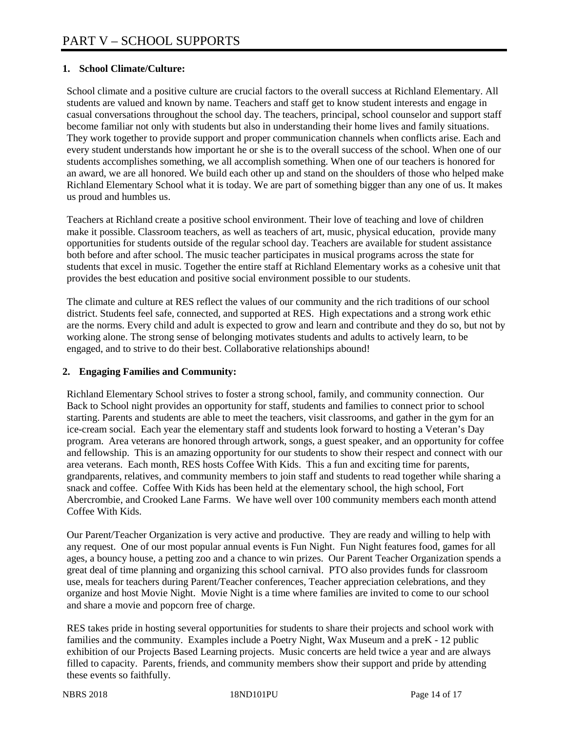# PART V – SCHOOL SUPPORTS

## 1. School Climate/Culture:

School climate and a positive culture are crucial factors to the overall success at Richland Elementary. All students are valued and known by name. Teachers and staff get to know student interests and engage in casual conversations throughout the school day. The teachers, principal, school counselor and support staff become familiar not only with students but also in understanding their home lives and family situations. They work together to provide support and proper communication channels when conflicts arise. Each and every student understands how important he or she is to the overall success of the school. When one of our students accomplishes something, we all accomplish something. When one of our teachers is honored for an award, we are all honored. We build each other up and stand on the shoulders of those who helped make Richland Elementary School what it is today. We are part of something bigger than any one of us. It makes us proud and humbles us.

Teachers at Richland create a positive school environment. Their love of teaching and love of children make it possible. Classroom teachers, as well as teachers of art, music, physical education, provide many opportunities for students outside of the regular school day. Teachers are available for student assistance both before and after school. The music teacher participates in musical programs across the state for students that excel in music. Together the entire staff at Richland Elementary works as a cohesive unit that provides the best education and positive social environment possible to our students.

The climate and culture at RES reflect the values of our community and the rich traditions of our school district. Students feel safe, connected, and supported at RES. High expectations and a strong work ethic are the norms. Every child and adult is expected to grow and learn and contribute and they do so, but not by working alone. The strong sense of belonging motivates students and adults to actively learn, to be engaged, and to strive to do their best. Collaborative relationships abound!

## 2. Engaging Families and Community:

Richland Elementary School strives to foster a strong school, family, and community connection. Our Back to School night provides an opportunity for staff, students and families to connect prior to school starting. Parents and students are able to meet the teachers, visit classrooms, and gather in the gym for an ice-cream social. Each year the elementary staff and students look forward to hosting a Veteran's Day program. Area veterans are honored through artwork, songs, a guest speaker, and an opportunity for coffee and fellowship. This is an amazing opportunity for our students to show their respect and connect with our area veterans. Each month, RES hosts Coffee With Kids. This a fun and exciting time for parents, grandparents, relatives, and community members to join staff and students to read together while sharing a snack and coffee. Coffee With Kids has been held at the elementary school, the high school, Fort Abercrombie, and Crooked Lane Farms. We have well over 100 community members each month attend Coffee With Kids.

Our Parent/Teacher Organization is very active and productive. They are ready and willing to help with any request. One of our most popular annual events is Fun Night. Fun Night features food, games for all ages, a bouncy house, a petting zoo and a chance to win prizes. Our Parent Teacher Organization spends a great deal of time planning and organizing this school carnival. PTO also provides funds for classroom use, meals for teachers during Parent/Teacher conferences, Teacher appreciation celebrations, and they organize and host Movie Night. Movie Night is a time where families are invited to come to our school and share a movie and popcorn free of charge.

RES takes pride in hosting several opportunities for students to share their projects and school work with families and the community. Examples include a Poetry Night, Wax Museum and a preK - 12 public exhibition of our Projects Based Learning projects. Music concerts are held twice a year and are always filled to capacity. Parents, friends, and community members show their support and pride by attending these events so faithfully.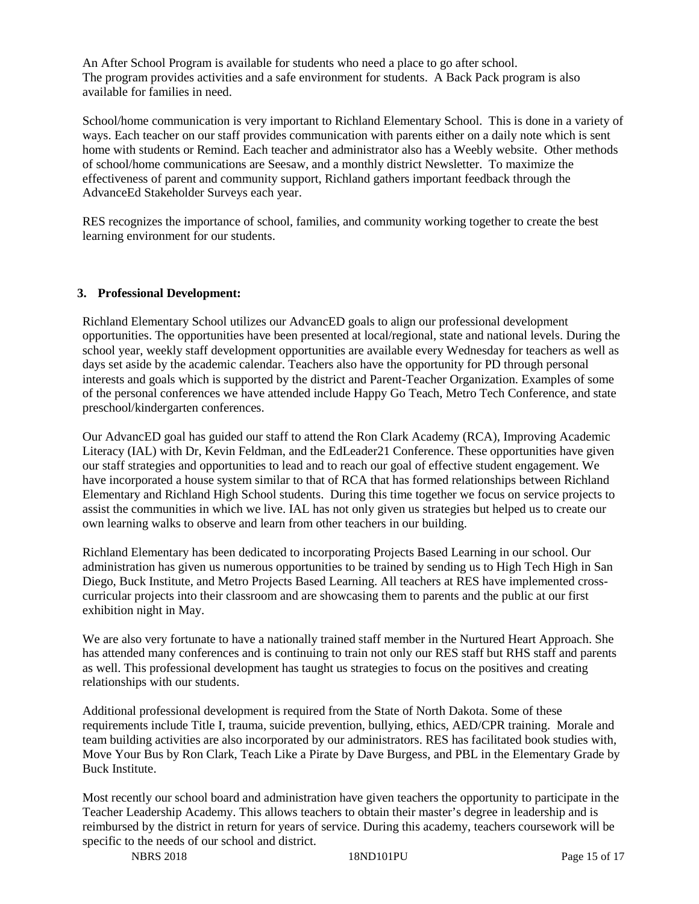An After School Program is available for students who need a place to go after school. The program provides activities and a safe environment for students. A Back Pack program is also available for families in need.

School/home communication is very important to Richland Elementary School. This is done in a variety of ways. Each teacher on our staff provides communication with parents either on a daily note which is sent home with students or Remind. Each teacher and administrator also has a Weebly website. Other methods of school/home communications are Seesaw, and a monthly district Newsletter. To maximize the effectiveness of parent and community support, Richland gathers important feedback through the AdvanceEd Stakeholder Surveys each year.

RES recognizes the importance of school, families, and community working together to create the best learning environment for our students.

**3. Professional Development:**

Richland Elementary School utilizes our AdvancED goals to align our professional development opportunities. The opportunities have been presented at local/regional, state and national levels. During the school year, weekly staff development opportunities are available every Wednesday for teachers as well as days set aside by the academic calendar. Teachers also have the opportunity for PD through personal interests and goals which is supported by the district and Parent-Teacher Organization. Examples of some of the personal conferences we have attended include Happy Go Teach, Metro Tech Conference, and state preschool/kindergarten conferences.

Our AdvancED goal has guided our staff to attend the Ron Clark Academy (RCA), Improving Academic Literacy (IAL) with Dr, Kevin Feldman, and the EdLeader21 Conference. These opportunities have given our staff strategies and opportunities to lead and to reach our goal of effective student engagement. We have incorporated a house system similar to that of RCA that has formed relationships between Richland Elementary and Richland High School students. During this time together we focus on service projects to assist the communities in which we live. IAL has not only given us strategies but helped us to create our own learning walks to observe and learn from other teachers in our building.

Richland Elementary has been dedicated to incorporating Projects Based Learning in our school. Our administration has given us numerous opportunities to be trained by sending us to High Tech High in San Diego, Buck Institute, and Metro Projects Based Learning. All teachers at RES have implemented cross-curricular projects into their classroom and are showcasing them to parents and the public at our first exhibition night in May.

We are also very fortunate to have a nationally trained staff member in the Nurtured Heart Approach. She has attended many conferences and is continuing to train not only our RES staff but RHS staff and parents as well. This professional development has taught us strategies to focus on the positives and creating relationships with our students.

Additional professional development is required from the State of North Dakota. Some of these requirements include Title I, trauma, suicide prevention, bullying, ethics, AED/CPR training. Morale and team building activities are also incorporated by our administrators. RES has facilitated book studies with, Move Your Bus by Ron Clark, Teach Like a Pirate by Dave Burgess, and PBL in the Elementary Grade by Buck Institute.

Most recently our school board and administration have given teachers the opportunity to participate in the Teacher Leadership Academy. This allows teachers to obtain their master's degree in leadership and is reimbursed by the district in return for years of service. During this academy, teachers coursework will be specific to the needs of our school and district.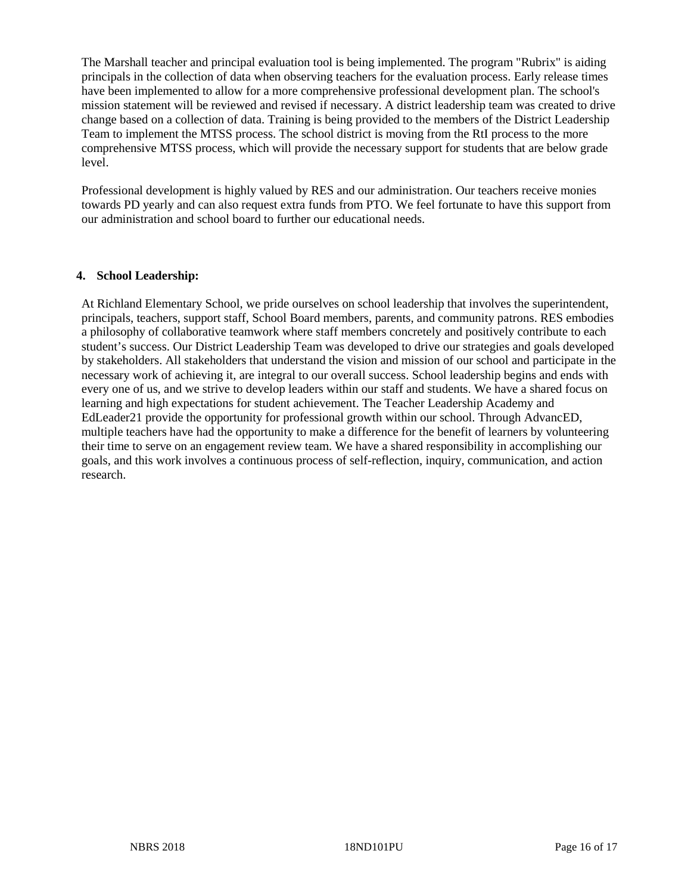The Marshall teacher and principal evaluation tool is being implemented. The program "Rubrix" is aiding principals in the collection of data when observing teachers for the evaluation process. Early release times have been implemented to allow for a more comprehensive professional development plan. The school's mission statement will be reviewed and revised if necessary. A district leadership team was created to drive change based on a collection of data. Training is being provided to the members of the District Leadership Team to implement the MTSS process. The school district is moving from the RtI process to the more comprehensive MTSS process, which will provide the necessary support for students that are below grade level.

Professional development is highly valued by RES and our administration. Our teachers receive monies towards PD yearly and can also request extra funds from PTO. We feel fortunate to have this support from our administration and school board to further our educational needs.

## 4. School Leadership:

At Richland Elementary School, we pride ourselves on school leadership that involves the superintendent, principals, teachers, support staff, School Board members, parents, and community patrons. RES embodies a philosophy of collaborative teamwork where staff members concretely and positively contribute to each student's success. Our District Leadership Team was developed to drive our strategies and goals developed by stakeholders. All stakeholders that understand the vision and mission of our school and participate in the necessary work of achieving it, are integral to our overall success. School leadership begins and ends with every one of us, and we strive to develop leaders within our staff and students. We have a shared focus on learning and high expectations for student achievement. The Teacher Leadership Academy and EdLeader21 provide the opportunity for professional growth within our school. Through AdvancED, multiple teachers have had the opportunity to make a difference for the benefit of learners by volunteering their time to serve on an engagement review team. We have a shared responsibility in accomplishing our goals, and this work involves a continuous process of self-reflection, inquiry, communication, and action research.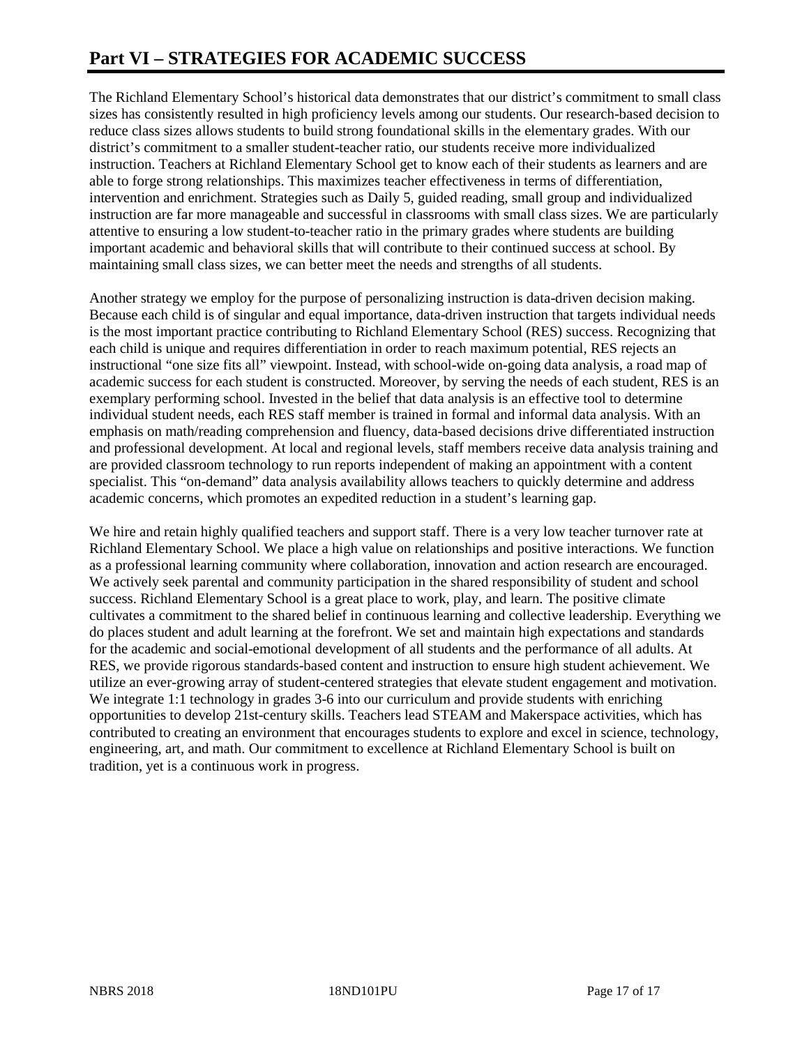# Part VI – STRATEGIES FOR ACADEMIC SUCCESS

The Richland Elementary School's historical data demonstrates that our district's commitment to small class sizes has consistently resulted in high proficiency levels among our students. Our research-based decision to reduce class sizes allows students to build strong foundational skills in the elementary grades. With our district's commitment to a smaller student-teacher ratio, our students receive more individualized instruction. Teachers at Richland Elementary School get to know each of their students as learners and are able to forge strong relationships. This maximizes teacher effectiveness in terms of differentiation, intervention and enrichment. Strategies such as Daily 5, guided reading, small group and individualized instruction are far more manageable and successful in classrooms with small class sizes. We are particularly attentive to ensuring a low student-to-teacher ratio in the primary grades where students are building important academic and behavioral skills that will contribute to their continued success at school. By maintaining small class sizes, we can better meet the needs and strengths of all students.

Another strategy we employ for the purpose of personalizing instruction is data-driven decision making. Because each child is of singular and equal importance, data-driven instruction that targets individual needs is the most important practice contributing to Richland Elementary School (RES) success. Recognizing that each child is unique and requires differentiation in order to reach maximum potential, RES rejects an instructional "one size fits all" viewpoint. Instead, with school-wide on-going data analysis, a road map of academic success for each student is constructed. Moreover, by serving the needs of each student, RES is an exemplary performing school. Invested in the belief that data analysis is an effective tool to determine individual student needs, each RES staff member is trained in formal and informal data analysis. With an emphasis on math/reading comprehension and fluency, data-based decisions drive differentiated instruction and professional development. At local and regional levels, staff members receive data analysis training and are provided classroom technology to run reports independent of making an appointment with a content specialist. This "on-demand" data analysis availability allows teachers to quickly determine and address academic concerns, which promotes an expedited reduction in a student's learning gap.

We hire and retain highly qualified teachers and support staff. There is a very low teacher turnover rate at Richland Elementary School. We place a high value on relationships and positive interactions. We function as a professional learning community where collaboration, innovation and action research are encouraged. We actively seek parental and community participation in the shared responsibility of student and school success. Richland Elementary School is a great place to work, play, and learn. The positive climate cultivates a commitment to the shared belief in continuous learning and collective leadership. Everything we do places student and adult learning at the forefront. We set and maintain high expectations and standards for the academic and social-emotional development of all students and the performance of all adults. At RES, we provide rigorous standards-based content and instruction to ensure high student achievement. We utilize an ever-growing array of student-centered strategies that elevate student engagement and motivation. We integrate 1:1 technology in grades 3-6 into our curriculum and provide students with enriching opportunities to develop 21st-century skills. Teachers lead STEAM and Makerspace activities, which has contributed to creating an environment that encourages students to explore and excel in science, technology, engineering, art, and math. Our commitment to excellence at Richland Elementary School is built on tradition, yet is a continuous work in progress.